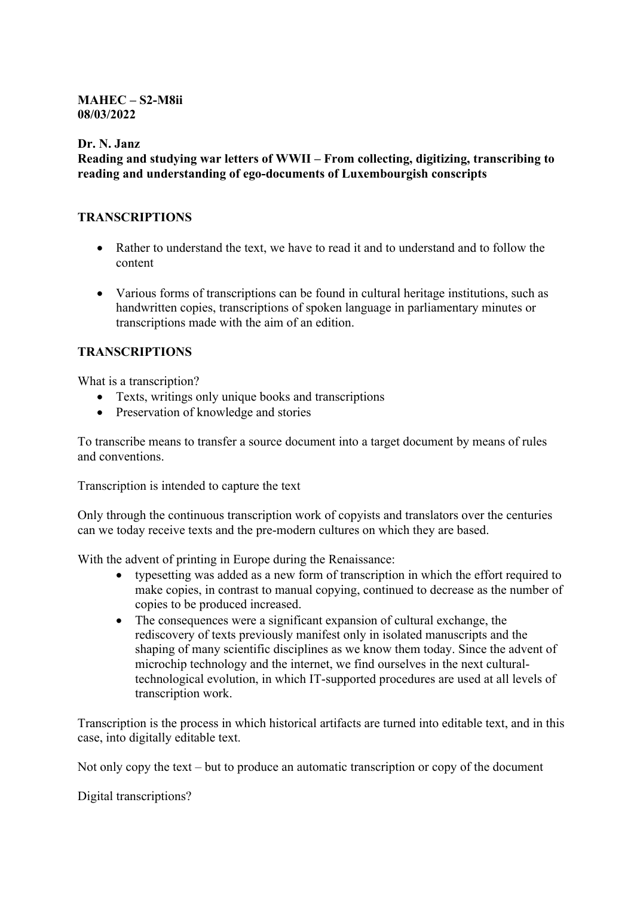**MAHEC – S2-M8ii**
**08/03/2022**

**Dr. N. Janz**
**Reading and studying war letters of WWII – From collecting, digitizing, transcribing to reading and understanding of ego-documents of Luxembourgish conscripts**

## TRANSCRIPTIONS

- Rather to understand the text, we have to read it and to understand and to follow the content

- Various forms of transcriptions can be found in cultural heritage institutions, such as handwritten copies, transcriptions of spoken language in parliamentary minutes or transcriptions made with the aim of an edition.

## TRANSCRIPTIONS

What is a transcription?

- Texts, writings only unique books and transcriptions
- Preservation of knowledge and stories

To transcribe means to transfer a source document into a target document by means of rules and conventions.

Transcription is intended to capture the text

Only through the continuous transcription work of copyists and translators over the centuries can we today receive texts and the pre-modern cultures on which they are based.

With the advent of printing in Europe during the Renaissance:

- typesetting was added as a new form of transcription in which the effort required to make copies, in contrast to manual copying, continued to decrease as the number of copies to be produced increased.
- The consequences were a significant expansion of cultural exchange, the rediscovery of texts previously manifest only in isolated manuscripts and the shaping of many scientific disciplines as we know them today. Since the advent of microchip technology and the internet, we find ourselves in the next cultural-technological evolution, in which IT-supported procedures are used at all levels of transcription work.

Transcription is the process in which historical artifacts are turned into editable text, and in this case, into digitally editable text.

Not only copy the text – but to produce an automatic transcription or copy of the document

Digital transcriptions?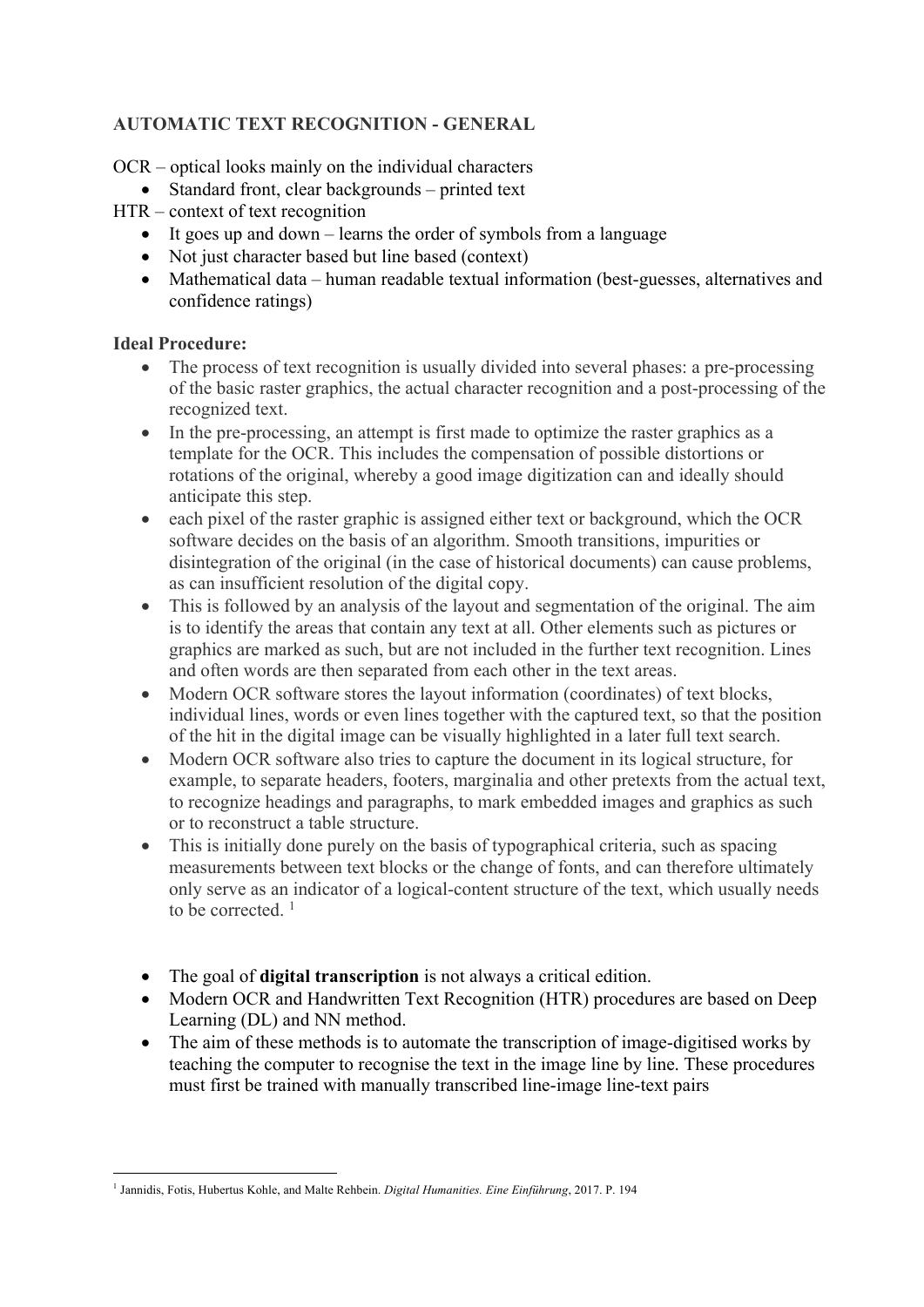**AUTOMATIC TEXT RECOGNITION - GENERAL**

OCR – optical looks mainly on the individual characters

- Standard front, clear backgrounds – printed text

HTR – context of text recognition

- It goes up and down – learns the order of symbols from a language
- Not just character based but line based (context)
- Mathematical data – human readable textual information (best-guesses, alternatives and confidence ratings)

**Ideal Procedure:**

- The process of text recognition is usually divided into several phases: a pre-processing of the basic raster graphics, the actual character recognition and a post-processing of the recognized text.
- In the pre-processing, an attempt is first made to optimize the raster graphics as a template for the OCR. This includes the compensation of possible distortions or rotations of the original, whereby a good image digitization can and ideally should anticipate this step.
- each pixel of the raster graphic is assigned either text or background, which the OCR software decides on the basis of an algorithm. Smooth transitions, impurities or disintegration of the original (in the case of historical documents) can cause problems, as can insufficient resolution of the digital copy.
- This is followed by an analysis of the layout and segmentation of the original. The aim is to identify the areas that contain any text at all. Other elements such as pictures or graphics are marked as such, but are not included in the further text recognition. Lines and often words are then separated from each other in the text areas.
- Modern OCR software stores the layout information (coordinates) of text blocks, individual lines, words or even lines together with the captured text, so that the position of the hit in the digital image can be visually highlighted in a later full text search.
- Modern OCR software also tries to capture the document in its logical structure, for example, to separate headers, footers, marginalia and other pretexts from the actual text, to recognize headings and paragraphs, to mark embedded images and graphics as such or to reconstruct a table structure.
- This is initially done purely on the basis of typographical criteria, such as spacing measurements between text blocks or the change of fonts, and can therefore ultimately only serve as an indicator of a logical-content structure of the text, which usually needs to be corrected. [1]

- The goal of **digital transcription** is not always a critical edition.
- Modern OCR and Handwritten Text Recognition (HTR) procedures are based on Deep Learning (DL) and NN method.
- The aim of these methods is to automate the transcription of image-digitised works by teaching the computer to recognise the text in the image line by line. These procedures must first be trained with manually transcribed line-image line-text pairs

[1] Jannidis, Fotis, Hubertus Kohle, and Malte Rehbein. *Digital Humanities. Eine Einführung*, 2017. P. 194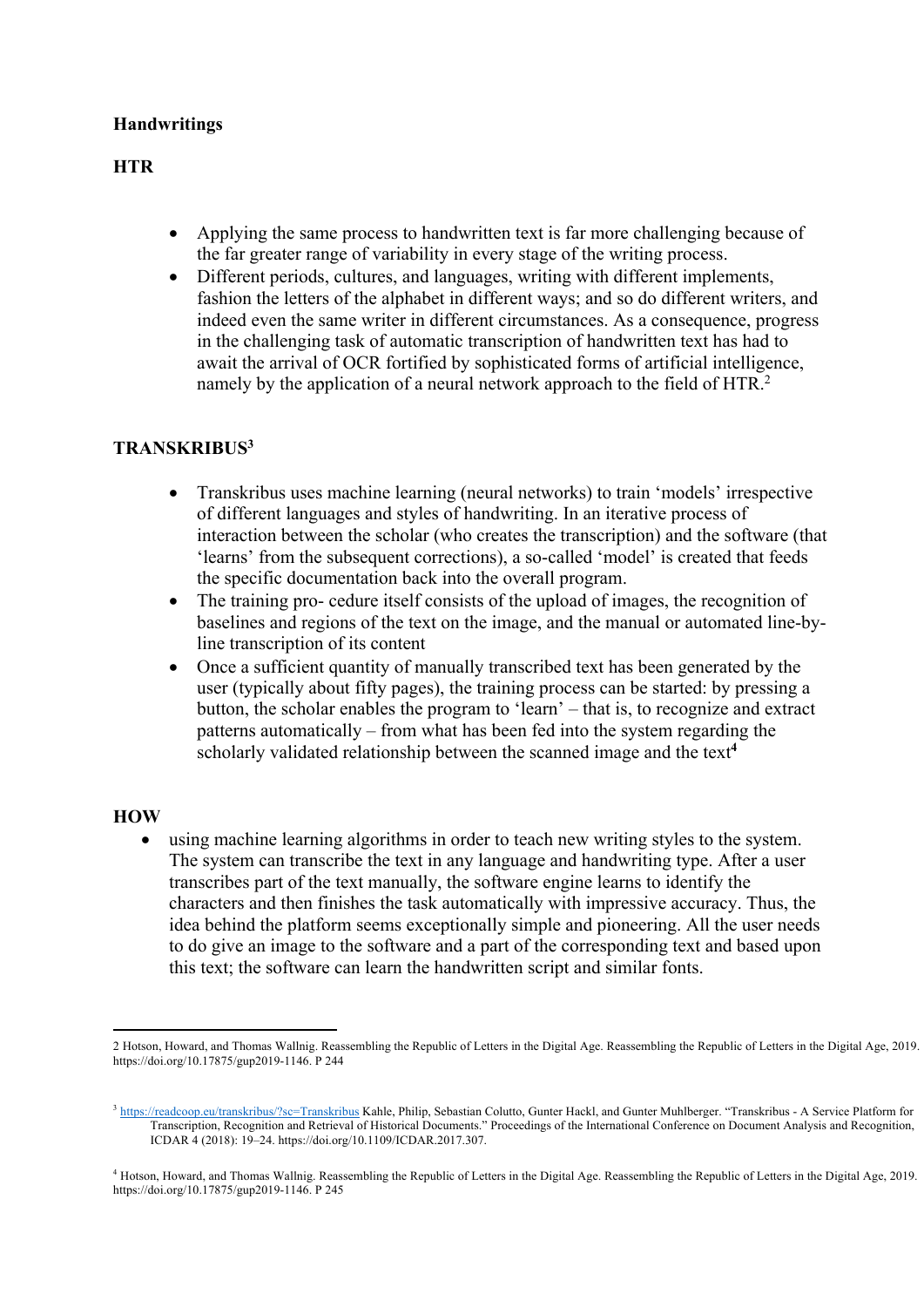**Handwritings**

**HTR**

- Applying the same process to handwritten text is far more challenging because of the far greater range of variability in every stage of the writing process.
- Different periods, cultures, and languages, writing with different implements, fashion the letters of the alphabet in different ways; and so do different writers, and indeed even the same writer in different circumstances. As a consequence, progress in the challenging task of automatic transcription of handwritten text has had to await the arrival of OCR fortified by sophisticated forms of artificial intelligence, namely by the application of a neural network approach to the field of HTR.[2]

**TRANSKRIBUS[3]**

- Transkribus uses machine learning (neural networks) to train 'models' irrespective of different languages and styles of handwriting. In an iterative process of interaction between the scholar (who creates the transcription) and the software (that 'learns' from the subsequent corrections), a so-called 'model' is created that feeds the specific documentation back into the overall program.
- The training pro- cedure itself consists of the upload of images, the recognition of baselines and regions of the text on the image, and the manual or automated line-by-line transcription of its content
- Once a sufficient quantity of manually transcribed text has been generated by the user (typically about fifty pages), the training process can be started: by pressing a button, the scholar enables the program to 'learn' – that is, to recognize and extract patterns automatically – from what has been fed into the system regarding the scholarly validated relationship between the scanned image and the text[4]

**HOW**

- using machine learning algorithms in order to teach new writing styles to the system. The system can transcribe the text in any language and handwriting type. After a user transcribes part of the text manually, the software engine learns to identify the characters and then finishes the task automatically with impressive accuracy. Thus, the idea behind the platform seems exceptionally simple and pioneering. All the user needs to do give an image to the software and a part of the corresponding text and based upon this text; the software can learn the handwritten script and similar fonts.

---

2 Hotson, Howard, and Thomas Wallnig. Reassembling the Republic of Letters in the Digital Age. Reassembling the Republic of Letters in the Digital Age, 2019. https://doi.org/10.17875/gup2019-1146. P 244

3 https://readcoop.eu/transkribus/?sc=Transkribus Kahle, Philip, Sebastian Colutto, Gunter Hackl, and Gunter Muhlberger. "Transkribus - A Service Platform for Transcription, Recognition and Retrieval of Historical Documents." Proceedings of the International Conference on Document Analysis and Recognition, ICDAR 4 (2018): 19–24. https://doi.org/10.1109/ICDAR.2017.307.

4 Hotson, Howard, and Thomas Wallnig. Reassembling the Republic of Letters in the Digital Age. Reassembling the Republic of Letters in the Digital Age, 2019. https://doi.org/10.17875/gup2019-1146. P 245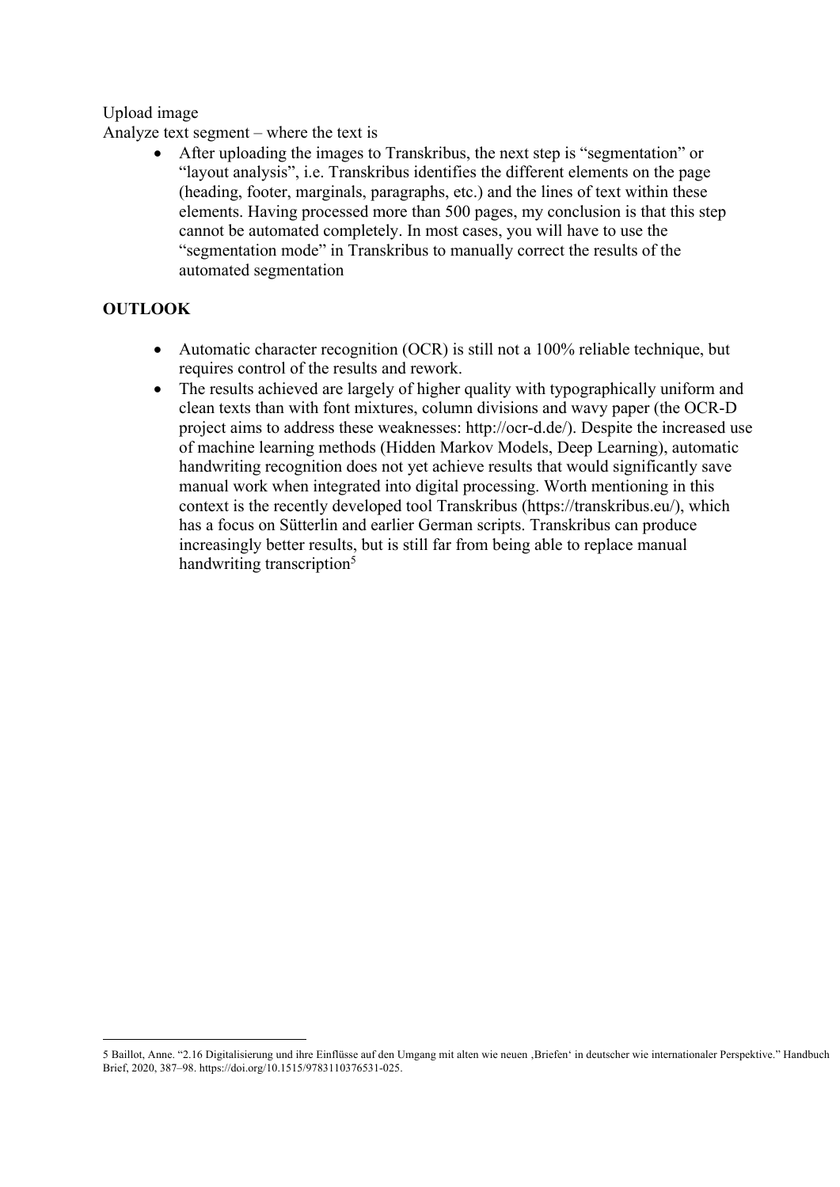Upload image

Analyze text segment – where the text is

- After uploading the images to Transkribus, the next step is "segmentation" or "layout analysis", i.e. Transkribus identifies the different elements on the page (heading, footer, marginals, paragraphs, etc.) and the lines of text within these elements. Having processed more than 500 pages, my conclusion is that this step cannot be automated completely. In most cases, you will have to use the "segmentation mode" in Transkribus to manually correct the results of the automated segmentation

**OUTLOOK**

- Automatic character recognition (OCR) is still not a 100% reliable technique, but requires control of the results and rework.
- The results achieved are largely of higher quality with typographically uniform and clean texts than with font mixtures, column divisions and wavy paper (the OCR-D project aims to address these weaknesses: http://ocr-d.de/). Despite the increased use of machine learning methods (Hidden Markov Models, Deep Learning), automatic handwriting recognition does not yet achieve results that would significantly save manual work when integrated into digital processing. Worth mentioning in this context is the recently developed tool Transkribus (https://transkribus.eu/), which has a focus on Sütterlin and earlier German scripts. Transkribus can produce increasingly better results, but is still far from being able to replace manual handwriting transcription[5]

---

5 Baillot, Anne. "2.16 Digitalisierung und ihre Einflüsse auf den Umgang mit alten wie neuen ‚Briefen' in deutscher wie internationaler Perspektive." Handbuch Brief, 2020, 387–98. https://doi.org/10.1515/9783110376531-025.